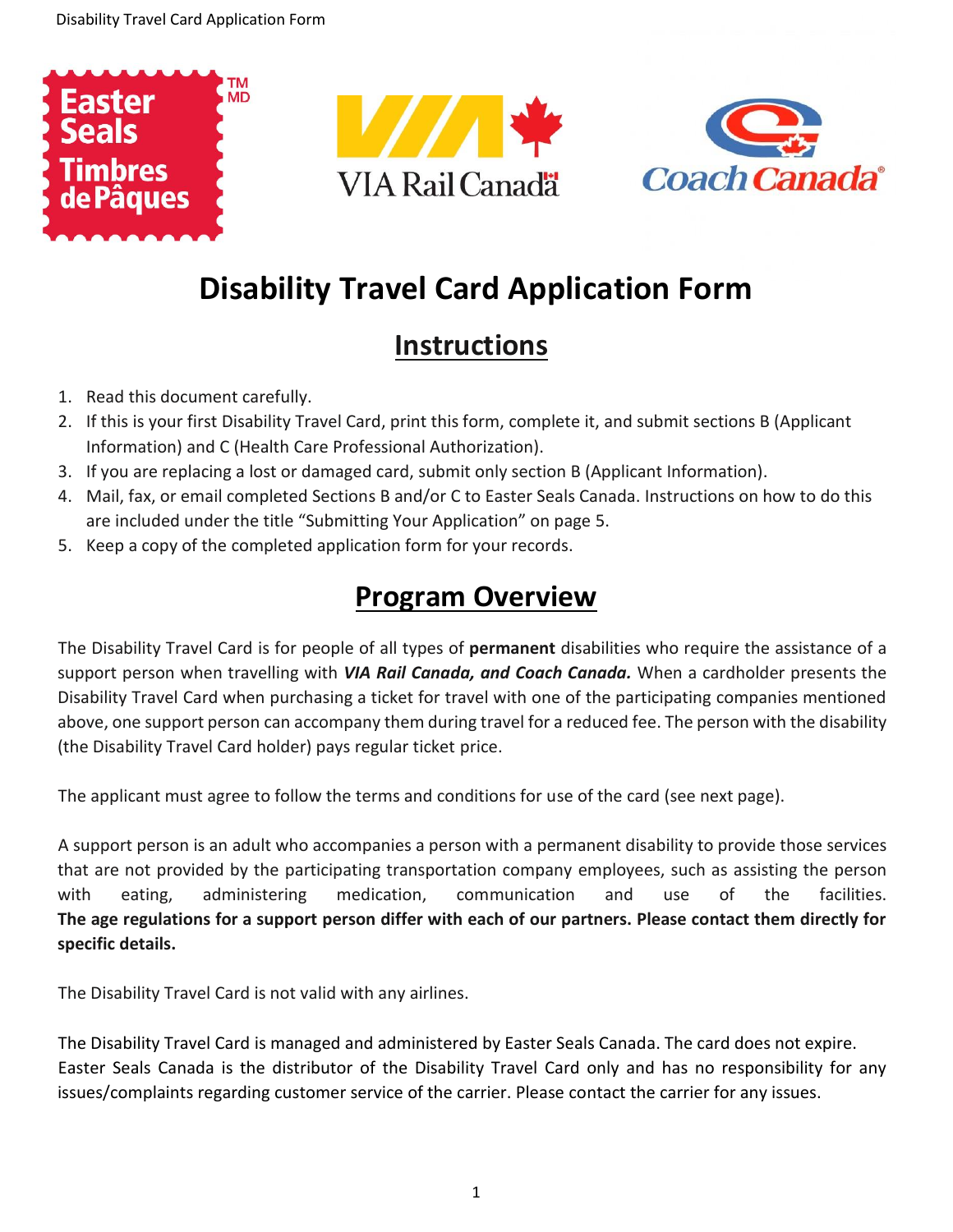# Disability Travel Card Application Form

## Instructions

1. Read this document carefully.
2. If this is your first Disability Travel Card, print this form, complete it, and submit sections B (Applicant Information) and C (Health Care Professional Authorization).
3. If you are replacing a lost or damaged card, submit only section B (Applicant Information).
4. Mail, fax, or email completed Sections B and/or C to Easter Seals Canada. Instructions on how to do this are included under the title "Submitting Your Application" on page 5.
5. Keep a copy of the completed application form for your records.

## Program Overview

The Disability Travel Card is for people of all types of **permanent** disabilities who require the assistance of a support person when travelling with ***VIA Rail Canada, and Coach Canada.*** When a cardholder presents the Disability Travel Card when purchasing a ticket for travel with one of the participating companies mentioned above, one support person can accompany them during travel for a reduced fee. The person with the disability (the Disability Travel Card holder) pays regular ticket price.

The applicant must agree to follow the terms and conditions for use of the card (see next page).

A support person is an adult who accompanies a person with a permanent disability to provide those services that are not provided by the participating transportation company employees, such as assisting the person with eating, administering medication, communication and use of the facilities. **The age regulations for a support person differ with each of our partners. Please contact them directly for specific details.**

The Disability Travel Card is not valid with any airlines.

The Disability Travel Card is managed and administered by Easter Seals Canada. The card does not expire. Easter Seals Canada is the distributor of the Disability Travel Card only and has no responsibility for any issues/complaints regarding customer service of the carrier. Please contact the carrier for any issues.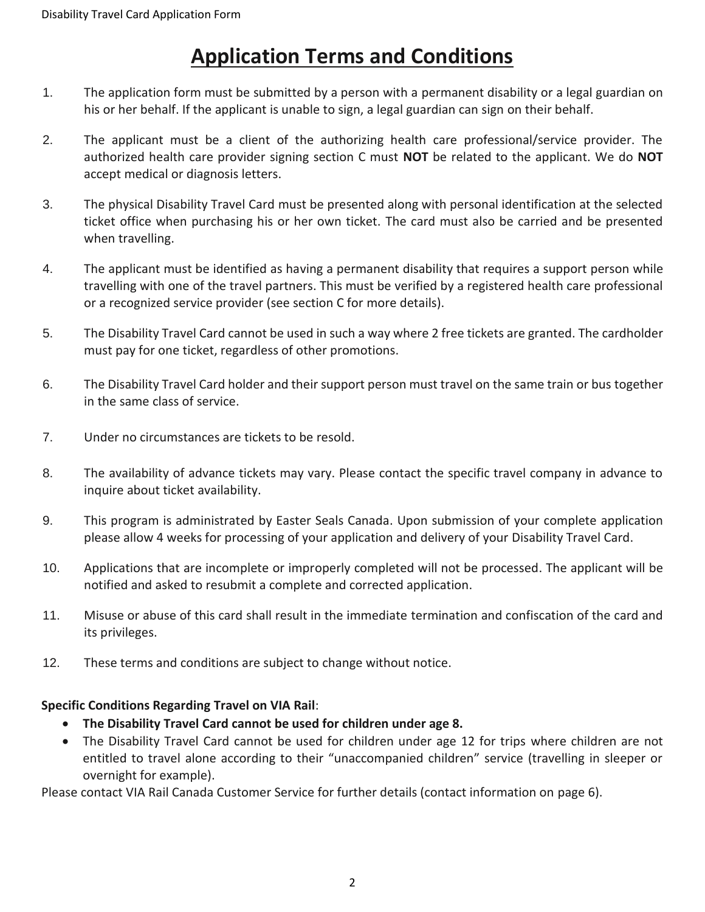# Application Terms and Conditions

1. The application form must be submitted by a person with a permanent disability or a legal guardian on his or her behalf. If the applicant is unable to sign, a legal guardian can sign on their behalf.

2. The applicant must be a client of the authorizing health care professional/service provider. The authorized health care provider signing section C must **NOT** be related to the applicant. We do **NOT** accept medical or diagnosis letters.

3. The physical Disability Travel Card must be presented along with personal identification at the selected ticket office when purchasing his or her own ticket. The card must also be carried and be presented when travelling.

4. The applicant must be identified as having a permanent disability that requires a support person while travelling with one of the travel partners. This must be verified by a registered health care professional or a recognized service provider (see section C for more details).

5. The Disability Travel Card cannot be used in such a way where 2 free tickets are granted. The cardholder must pay for one ticket, regardless of other promotions.

6. The Disability Travel Card holder and their support person must travel on the same train or bus together in the same class of service.

7. Under no circumstances are tickets to be resold.

8. The availability of advance tickets may vary. Please contact the specific travel company in advance to inquire about ticket availability.

9. This program is administrated by Easter Seals Canada. Upon submission of your complete application please allow 4 weeks for processing of your application and delivery of your Disability Travel Card.

10. Applications that are incomplete or improperly completed will not be processed. The applicant will be notified and asked to resubmit a complete and corrected application.

11. Misuse or abuse of this card shall result in the immediate termination and confiscation of the card and its privileges.

12. These terms and conditions are subject to change without notice.

**Specific Conditions Regarding Travel on VIA Rail**:

- **The Disability Travel Card cannot be used for children under age 8.**
- The Disability Travel Card cannot be used for children under age 12 for trips where children are not entitled to travel alone according to their "unaccompanied children" service (travelling in sleeper or overnight for example).

Please contact VIA Rail Canada Customer Service for further details (contact information on page 6).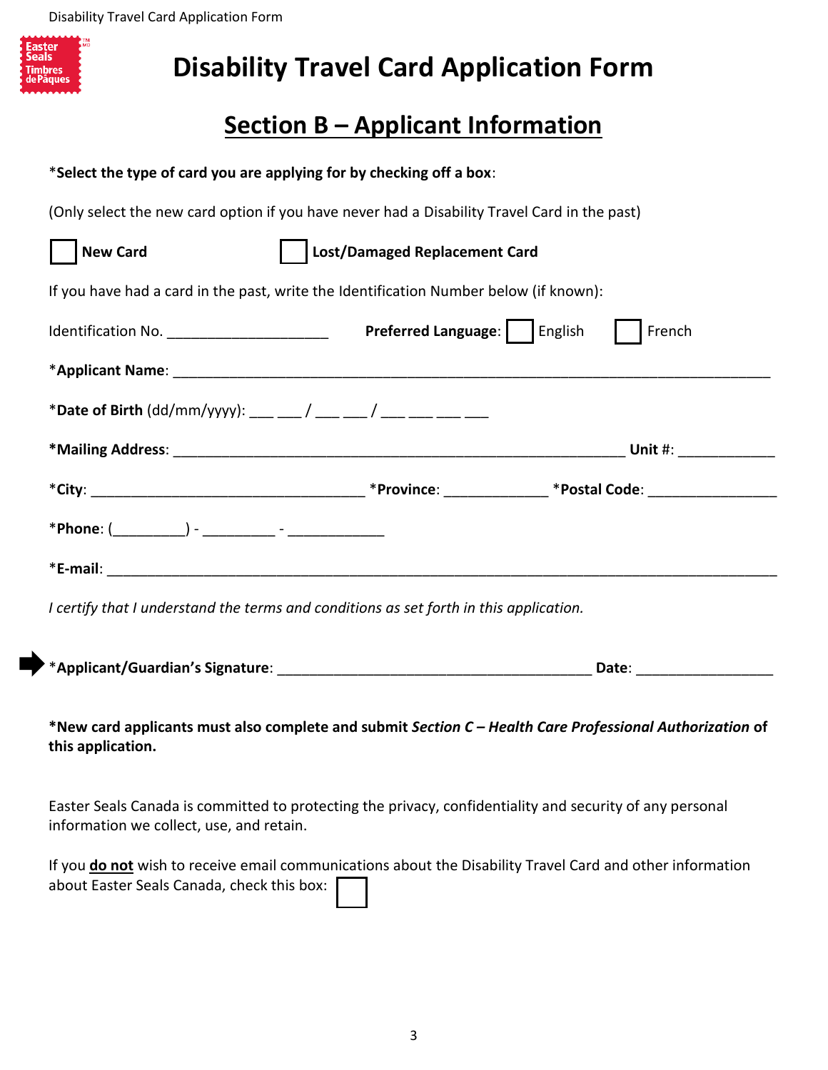# Disability Travel Card Application Form

## Section B – Applicant Information

***Select the type of card you are applying for by checking off a box**:

(Only select the new card option if you have never had a Disability Travel Card in the past)

☐ **New Card** ☐ **Lost/Damaged Replacement Card**

If you have had a card in the past, write the Identification Number below (if known):

Identification No. ____________________ **Preferred Language**: ☐ English ☐ French

***Applicant Name**: ______________________________________________________________________________

***Date of Birth** (dd/mm/yyyy): ___ ___ / ___ ___ / ___ ___ ___ ___

***Mailing Address**: __________________________________________________________ **Unit #**: ____________

***City**: ___________________________________ ***Province**: _____________ ***Postal Code**: ________________

***Phone**: (_________) - _________ - ____________

***E-mail**: _______________________________________________________________________________________

*I certify that I understand the terms and conditions as set forth in this application.*

➡ ***Applicant/Guardian's Signature**: ________________________________________ **Date**: _________________

***New card applicants must also complete and submit *Section C – Health Care Professional Authorization* of this application.**

Easter Seals Canada is committed to protecting the privacy, confidentiality and security of any personal information we collect, use, and retain.

If you **do not** wish to receive email communications about the Disability Travel Card and other information about Easter Seals Canada, check this box: ☐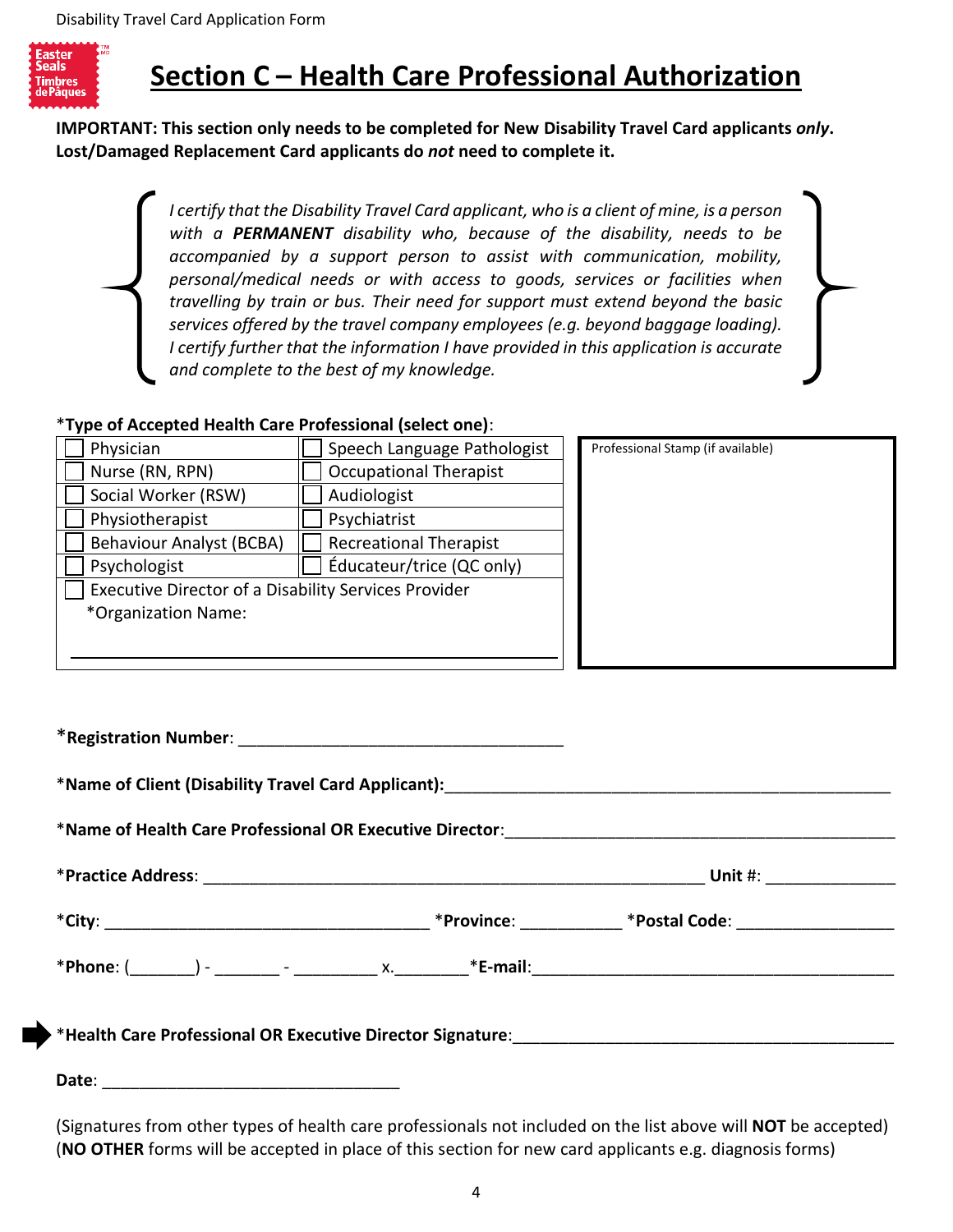# Section C – Health Care Professional Authorization

**IMPORTANT: This section only needs to be completed for New Disability Travel Card applicants *only*. Lost/Damaged Replacement Card applicants do *not* need to complete it.**

> *I certify that the Disability Travel Card applicant, who is a client of mine, is a person with a **PERMANENT** disability who, because of the disability, needs to be accompanied by a support person to assist with communication, mobility, personal/medical needs or with access to goods, services or facilities when travelling by train or bus. Their need for support must extend beyond the basic services offered by the travel company employees (e.g. beyond baggage loading). I certify further that the information I have provided in this application is accurate and complete to the best of my knowledge.*

*__Type of Accepted Health Care Professional (select one)__:

| | |
|---|---|
| ☐ Physician | ☐ Speech Language Pathologist |
| ☐ Nurse (RN, RPN) | ☐ Occupational Therapist |
| ☐ Social Worker (RSW) | ☐ Audiologist |
| ☐ Physiotherapist | ☐ Psychiatrist |
| ☐ Behaviour Analyst (BCBA) | ☐ Recreational Therapist |
| ☐ Psychologist | ☐ Éducateur/trice (QC only) |
| ☐ Executive Director of a Disability Services Provider | |
| *Organization Name: ______________________________ | |

Professional Stamp (if available)

*__Registration Number__: ______________________________

*__Name of Client (Disability Travel Card Applicant):__ ______________________________

*__Name of Health Care Professional OR Executive Director__: ______________________________

*__Practice Address__: ______________________________ __Unit__ #: ____________

*__City__: ______________________ *__Province__: __________ *__Postal Code__: ______________

*__Phone__: (_______) - _______ - _________ x.________ *__E-mail__: ______________________________

➡ *__Health Care Professional OR Executive Director Signature__: ______________________________

__Date__: ______________________________

(Signatures from other types of health care professionals not included on the list above will **NOT** be accepted)
(**NO OTHER** forms will be accepted in place of this section for new card applicants e.g. diagnosis forms)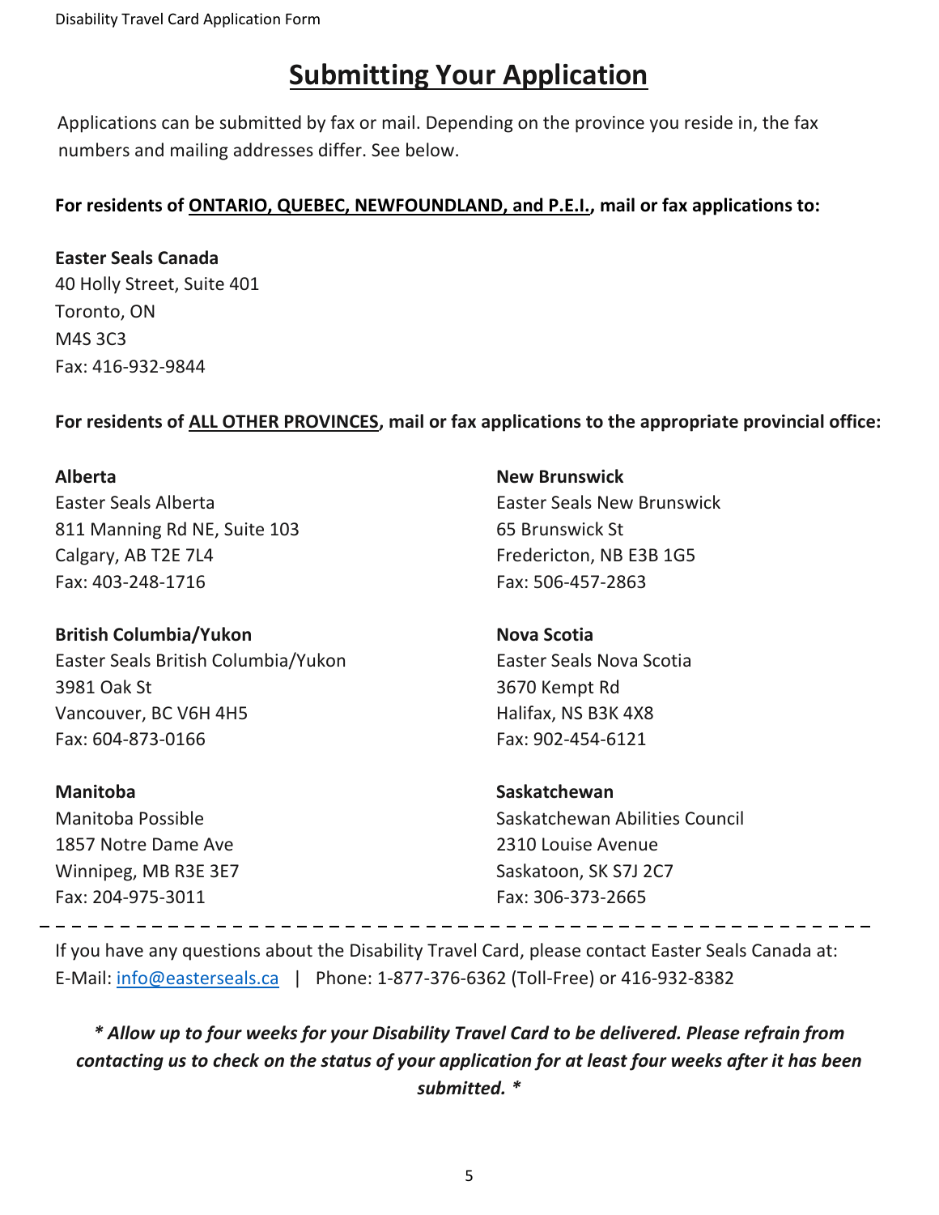# Submitting Your Application

Applications can be submitted by fax or mail. Depending on the province you reside in, the fax numbers and mailing addresses differ. See below.

**For residents of ONTARIO, QUEBEC, NEWFOUNDLAND, and P.E.I., mail or fax applications to:**

**Easter Seals Canada**
40 Holly Street, Suite 401
Toronto, ON
M4S 3C3
Fax: 416-932-9844

**For residents of ALL OTHER PROVINCES, mail or fax applications to the appropriate provincial office:**

**Alberta**
Easter Seals Alberta
811 Manning Rd NE, Suite 103
Calgary, AB T2E 7L4
Fax: 403-248-1716

**British Columbia/Yukon**
Easter Seals British Columbia/Yukon
3981 Oak St
Vancouver, BC V6H 4H5
Fax: 604-873-0166

**Manitoba**
Manitoba Possible
1857 Notre Dame Ave
Winnipeg, MB R3E 3E7
Fax: 204-975-3011

**New Brunswick**
Easter Seals New Brunswick
65 Brunswick St
Fredericton, NB E3B 1G5
Fax: 506-457-2863

**Nova Scotia**
Easter Seals Nova Scotia
3670 Kempt Rd
Halifax, NS B3K 4X8
Fax: 902-454-6121

**Saskatchewan**
Saskatchewan Abilities Council
2310 Louise Avenue
Saskatoon, SK S7J 2C7
Fax: 306-373-2665

---

If you have any questions about the Disability Travel Card, please contact Easter Seals Canada at:
E-Mail: info@easterseals.ca | Phone: 1-877-376-6362 (Toll-Free) or 416-932-8382

***\* Allow up to four weeks for your Disability Travel Card to be delivered. Please refrain from contacting us to check on the status of your application for at least four weeks after it has been submitted. \****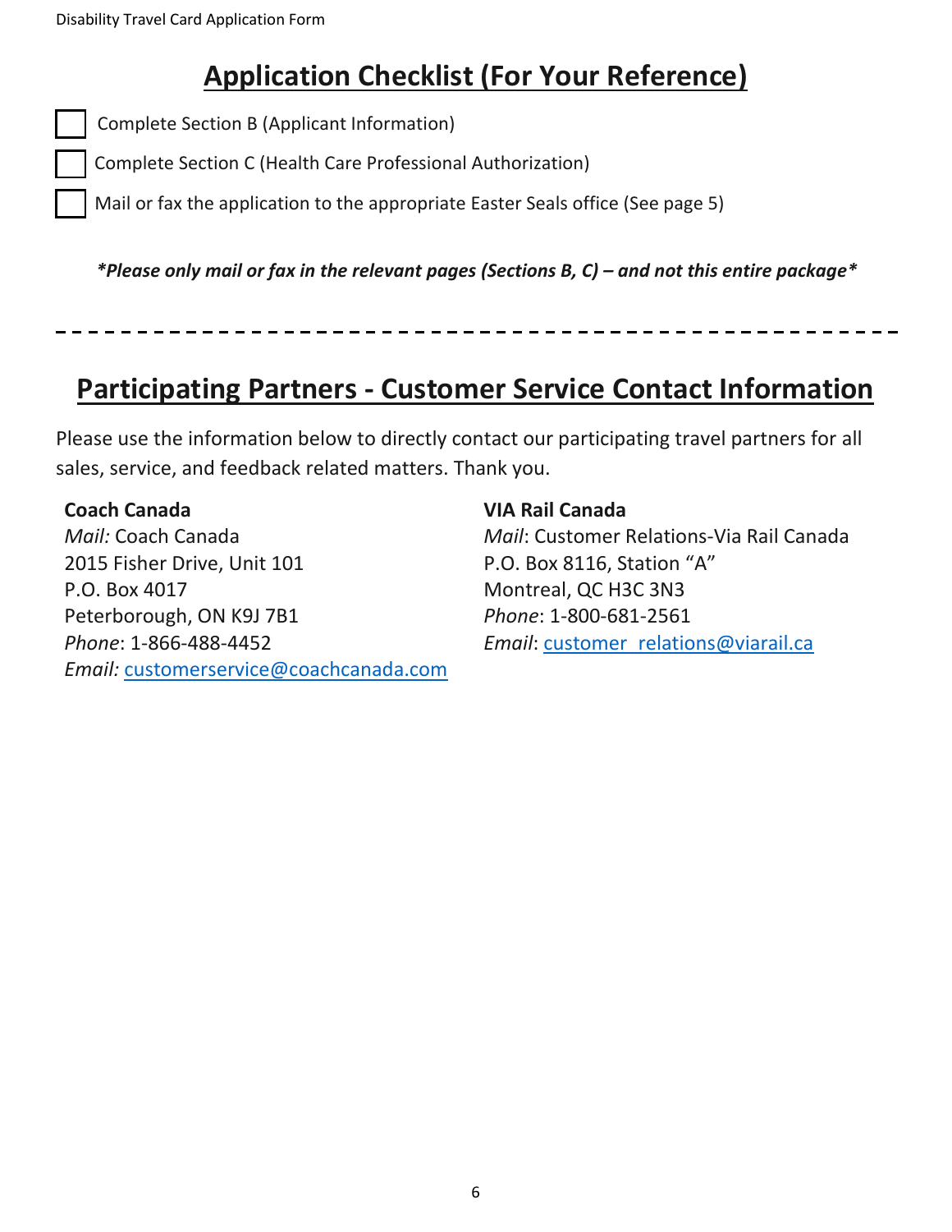## Application Checklist (For Your Reference)

- [ ] Complete Section B (Applicant Information)
- [ ] Complete Section C (Health Care Professional Authorization)
- [ ] Mail or fax the application to the appropriate Easter Seals office (See page 5)

***Please only mail or fax in the relevant pages (Sections B, C) – and not this entire package***

---

## Participating Partners - Customer Service Contact Information

Please use the information below to directly contact our participating travel partners for all sales, service, and feedback related matters. Thank you.

**Coach Canada**
*Mail:* Coach Canada
2015 Fisher Drive, Unit 101
P.O. Box 4017
Peterborough, ON K9J 7B1
*Phone*: 1-866-488-4452
*Email:* customerservice@coachcanada.com

**VIA Rail Canada**
*Mail*: Customer Relations-Via Rail Canada
P.O. Box 8116, Station "A"
Montreal, QC H3C 3N3
*Phone*: 1-800-681-2561
*Email*: customer_relations@viarail.ca